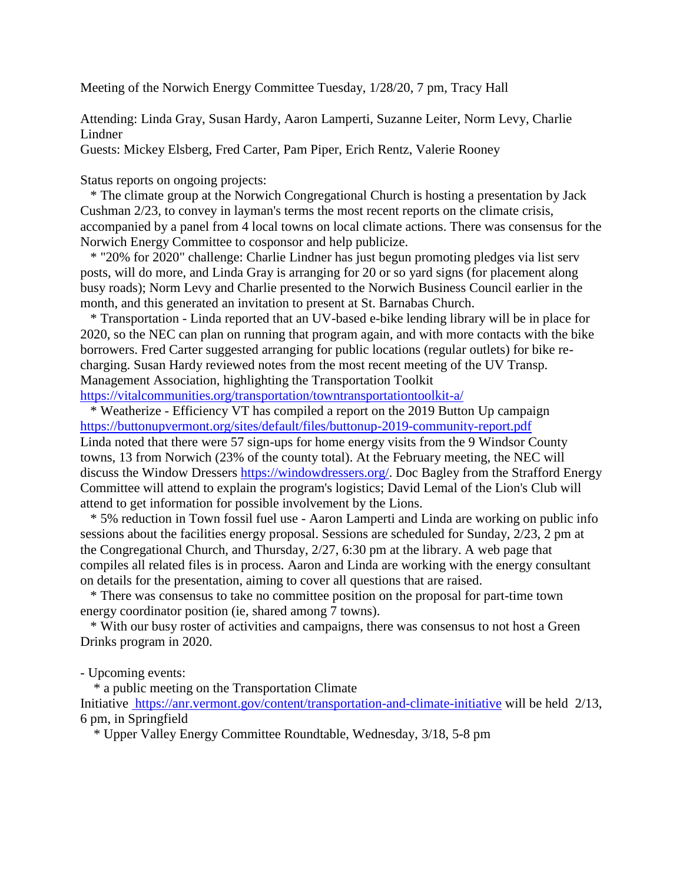Meeting of the Norwich Energy Committee Tuesday, 1/28/20, 7 pm, Tracy Hall

Attending: Linda Gray, Susan Hardy, Aaron Lamperti, Suzanne Leiter, Norm Levy, Charlie Lindner
Guests: Mickey Elsberg, Fred Carter, Pam Piper, Erich Rentz, Valerie Rooney

Status reports on ongoing projects:

* The climate group at the Norwich Congregational Church is hosting a presentation by Jack Cushman 2/23, to convey in layman's terms the most recent reports on the climate crisis, accompanied by a panel from 4 local towns on local climate actions. There was consensus for the Norwich Energy Committee to cosponsor and help publicize.
* "20% for 2020" challenge: Charlie Lindner has just begun promoting pledges via list serv posts, will do more, and Linda Gray is arranging for 20 or so yard signs (for placement along busy roads); Norm Levy and Charlie presented to the Norwich Business Council earlier in the month, and this generated an invitation to present at St. Barnabas Church.
* Transportation - Linda reported that an UV-based e-bike lending library will be in place for 2020, so the NEC can plan on running that program again, and with more contacts with the bike borrowers. Fred Carter suggested arranging for public locations (regular outlets) for bike re-charging. Susan Hardy reviewed notes from the most recent meeting of the UV Transp. Management Association, highlighting the Transportation Toolkit https://vitalcommunities.org/transportation/towntransportationtoolkit-a/
* Weatherize - Efficiency VT has compiled a report on the 2019 Button Up campaign https://buttonupvermont.org/sites/default/files/buttonup-2019-community-report.pdf Linda noted that there were 57 sign-ups for home energy visits from the 9 Windsor County towns, 13 from Norwich (23% of the county total). At the February meeting, the NEC will discuss the Window Dressers https://windowdressers.org/. Doc Bagley from the Strafford Energy Committee will attend to explain the program's logistics; David Lemal of the Lion's Club will attend to get information for possible involvement by the Lions.
* 5% reduction in Town fossil fuel use - Aaron Lamperti and Linda are working on public info sessions about the facilities energy proposal. Sessions are scheduled for Sunday, 2/23, 2 pm at the Congregational Church, and Thursday, 2/27, 6:30 pm at the library. A web page that compiles all related files is in process. Aaron and Linda are working with the energy consultant on details for the presentation, aiming to cover all questions that are raised.
* There was consensus to take no committee position on the proposal for part-time town energy coordinator position (ie, shared among 7 towns).
* With our busy roster of activities and campaigns, there was consensus to not host a Green Drinks program in 2020.

- Upcoming events:
  * a public meeting on the Transportation Climate Initiative https://anr.vermont.gov/content/transportation-and-climate-initiative will be held 2/13, 6 pm, in Springfield
  * Upper Valley Energy Committee Roundtable, Wednesday, 3/18, 5-8 pm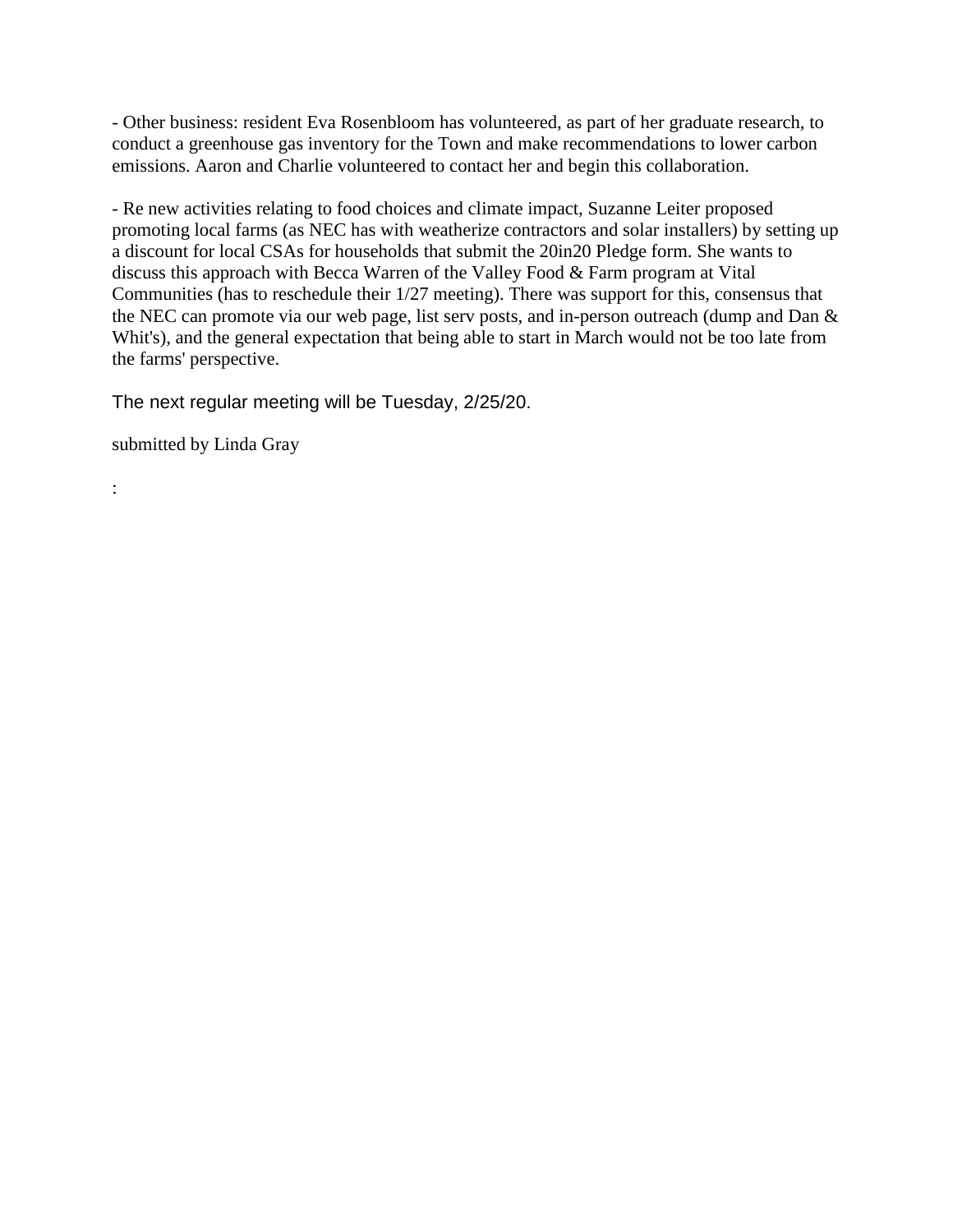- Other business: resident Eva Rosenbloom has volunteered, as part of her graduate research, to conduct a greenhouse gas inventory for the Town and make recommendations to lower carbon emissions. Aaron and Charlie volunteered to contact her and begin this collaboration.

- Re new activities relating to food choices and climate impact, Suzanne Leiter proposed promoting local farms (as NEC has with weatherize contractors and solar installers) by setting up a discount for local CSAs for households that submit the 20in20 Pledge form. She wants to discuss this approach with Becca Warren of the Valley Food & Farm program at Vital Communities (has to reschedule their 1/27 meeting). There was support for this, consensus that the NEC can promote via our web page, list serv posts, and in-person outreach (dump and Dan & Whit's), and the general expectation that being able to start in March would not be too late from the farms' perspective.

The next regular meeting will be Tuesday, 2/25/20.

submitted by Linda Gray

: